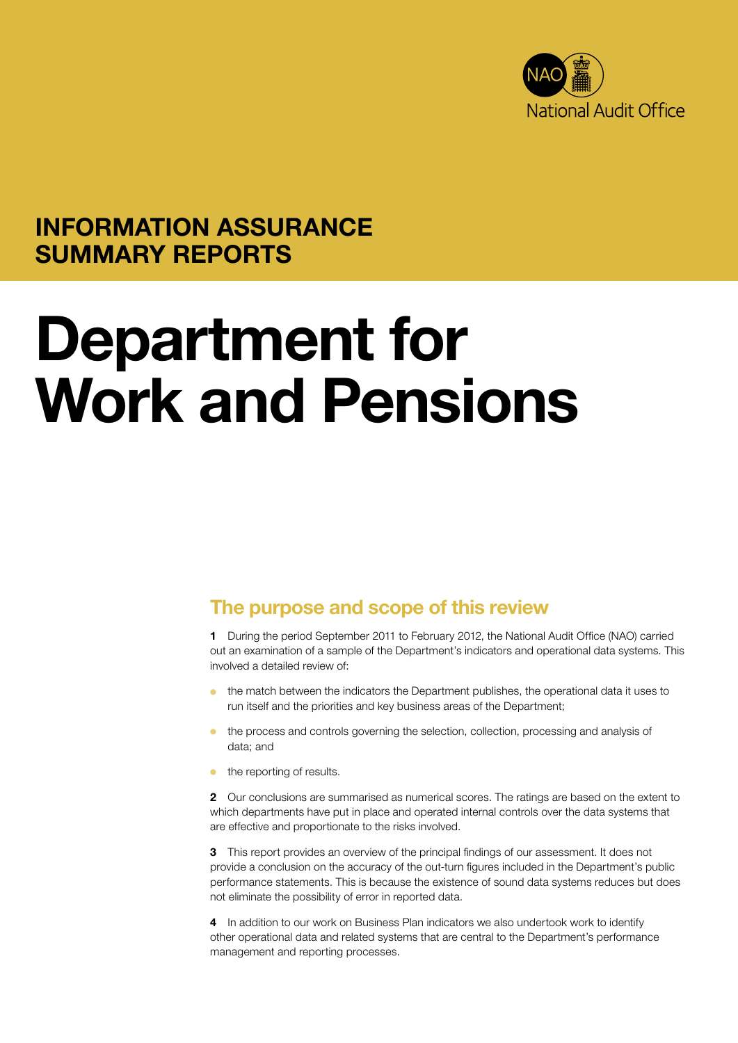National Audit Office

**INFORMATION ASSURANCE SUMMARY REPORTS**

# Department for Work and Pensions

## The purpose and scope of this review

**1** During the period September 2011 to February 2012, the National Audit Office (NAO) carried out an examination of a sample of the Department's indicators and operational data systems. This involved a detailed review of:

- the match between the indicators the Department publishes, the operational data it uses to run itself and the priorities and key business areas of the Department;
- the process and controls governing the selection, collection, processing and analysis of data; and
- the reporting of results.

**2** Our conclusions are summarised as numerical scores. The ratings are based on the extent to which departments have put in place and operated internal controls over the data systems that are effective and proportionate to the risks involved.

**3** This report provides an overview of the principal findings of our assessment. It does not provide a conclusion on the accuracy of the out-turn figures included in the Department's public performance statements. This is because the existence of sound data systems reduces but does not eliminate the possibility of error in reported data.

**4** In addition to our work on Business Plan indicators we also undertook work to identify other operational data and related systems that are central to the Department's performance management and reporting processes.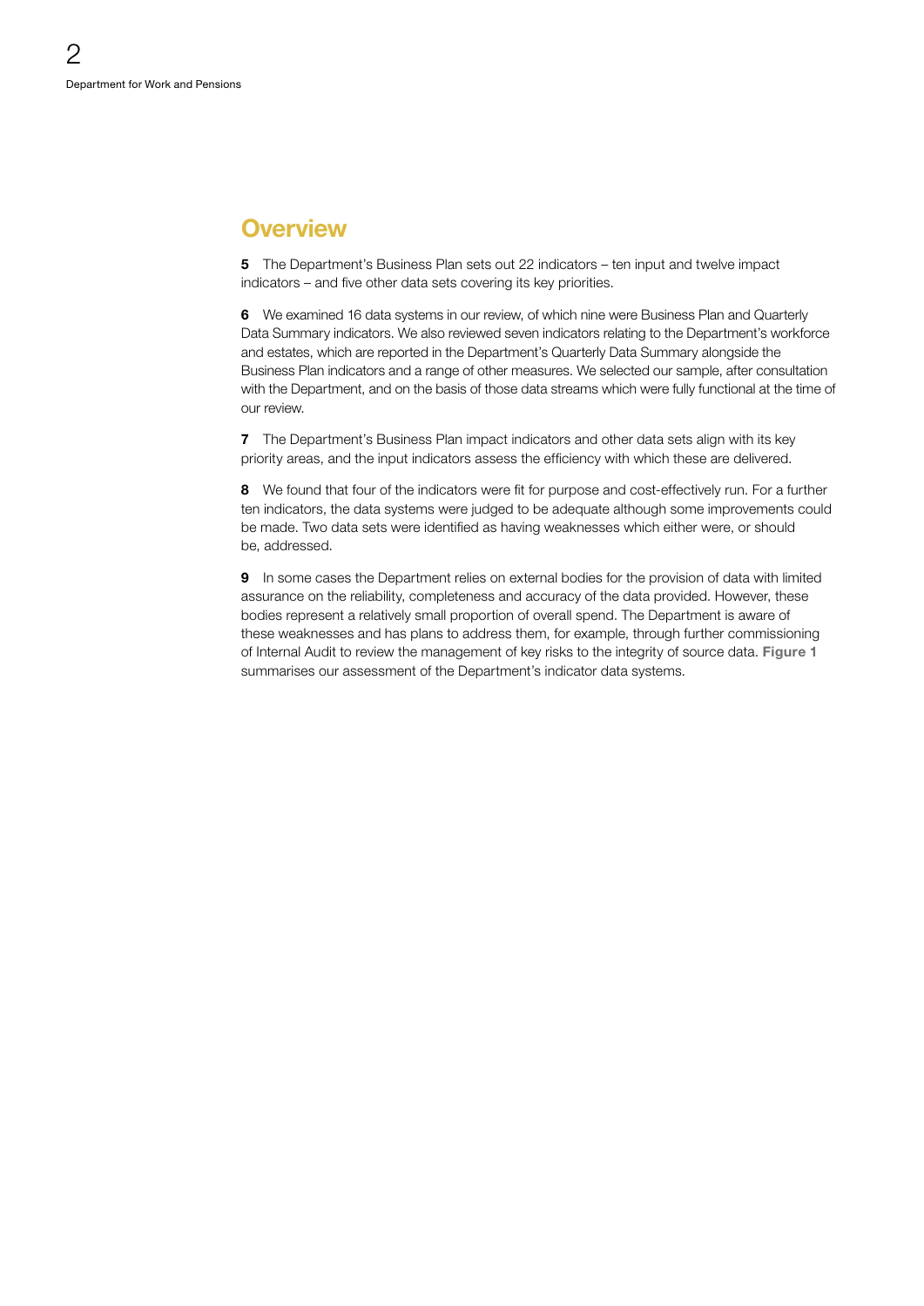## Overview

**5** The Department's Business Plan sets out 22 indicators – ten input and twelve impact indicators – and five other data sets covering its key priorities.

**6** We examined 16 data systems in our review, of which nine were Business Plan and Quarterly Data Summary indicators. We also reviewed seven indicators relating to the Department's workforce and estates, which are reported in the Department's Quarterly Data Summary alongside the Business Plan indicators and a range of other measures. We selected our sample, after consultation with the Department, and on the basis of those data streams which were fully functional at the time of our review.

**7** The Department's Business Plan impact indicators and other data sets align with its key priority areas, and the input indicators assess the efficiency with which these are delivered.

**8** We found that four of the indicators were fit for purpose and cost-effectively run. For a further ten indicators, the data systems were judged to be adequate although some improvements could be made. Two data sets were identified as having weaknesses which either were, or should be, addressed.

**9** In some cases the Department relies on external bodies for the provision of data with limited assurance on the reliability, completeness and accuracy of the data provided. However, these bodies represent a relatively small proportion of overall spend. The Department is aware of these weaknesses and has plans to address them, for example, through further commissioning of Internal Audit to review the management of key risks to the integrity of source data. **Figure 1** summarises our assessment of the Department's indicator data systems.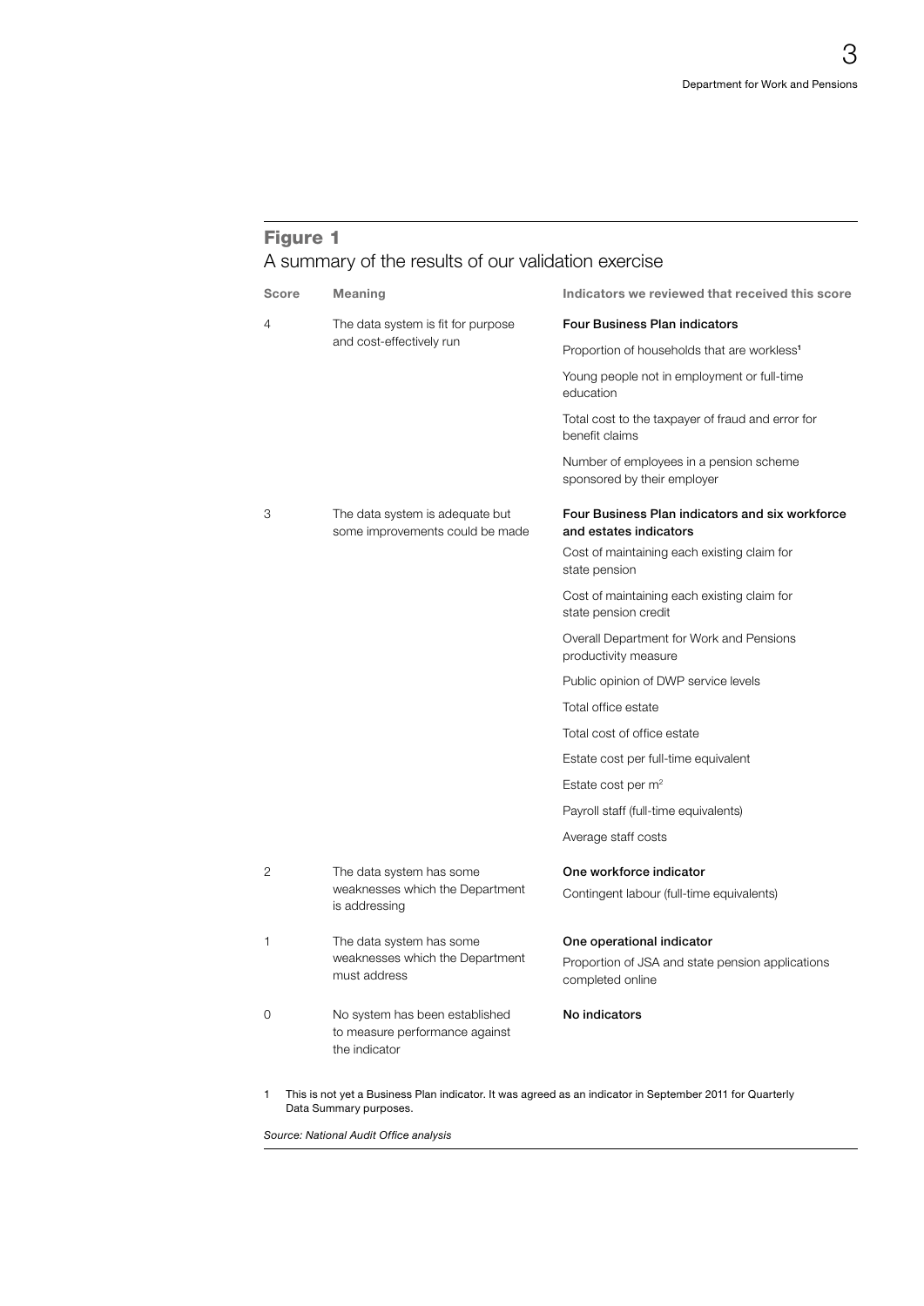## Figure 1

A summary of the results of our validation exercise

| Score | Meaning | Indicators we reviewed that received this score |
|---|---|---|
| 4 | The data system is fit for purpose and cost-effectively run | **Four Business Plan indicators** |
| | | Proportion of households that are workless[1] |
| | | Young people not in employment or full-time education |
| | | Total cost to the taxpayer of fraud and error for benefit claims |
| | | Number of employees in a pension scheme sponsored by their employer |
| 3 | The data system is adequate but some improvements could be made | **Four Business Plan indicators and six workforce and estates indicators** |
| | | Cost of maintaining each existing claim for state pension |
| | | Cost of maintaining each existing claim for state pension credit |
| | | Overall Department for Work and Pensions productivity measure |
| | | Public opinion of DWP service levels |
| | | Total office estate |
| | | Total cost of office estate |
| | | Estate cost per full-time equivalent |
| | | Estate cost per $m^2$ |
| | | Payroll staff (full-time equivalents) |
| | | Average staff costs |
| 2 | The data system has some weaknesses which the Department is addressing | **One workforce indicator** |
| | | Contingent labour (full-time equivalents) |
| 1 | The data system has some weaknesses which the Department must address | **One operational indicator** |
| | | Proportion of JSA and state pension applications completed online |
| 0 | No system has been established to measure performance against the indicator | **No indicators** |

1 This is not yet a Business Plan indicator. It was agreed as an indicator in September 2011 for Quarterly Data Summary purposes.

*Source: National Audit Office analysis*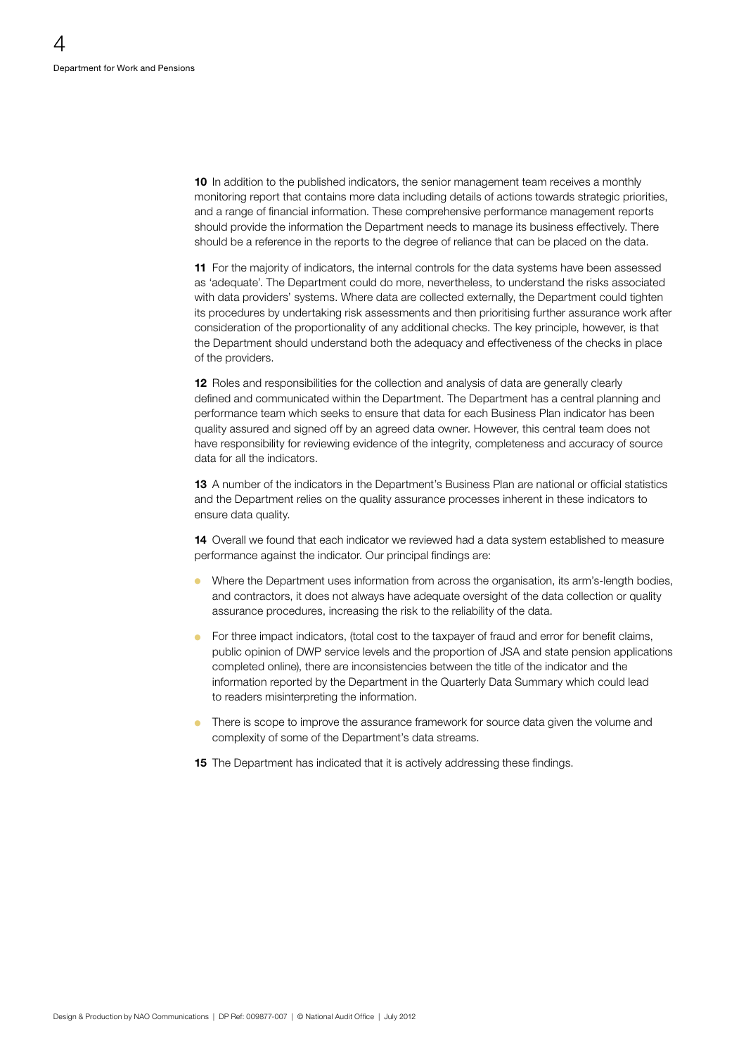**10** In addition to the published indicators, the senior management team receives a monthly monitoring report that contains more data including details of actions towards strategic priorities, and a range of financial information. These comprehensive performance management reports should provide the information the Department needs to manage its business effectively. There should be a reference in the reports to the degree of reliance that can be placed on the data.

**11** For the majority of indicators, the internal controls for the data systems have been assessed as 'adequate'. The Department could do more, nevertheless, to understand the risks associated with data providers' systems. Where data are collected externally, the Department could tighten its procedures by undertaking risk assessments and then prioritising further assurance work after consideration of the proportionality of any additional checks. The key principle, however, is that the Department should understand both the adequacy and effectiveness of the checks in place of the providers.

**12** Roles and responsibilities for the collection and analysis of data are generally clearly defined and communicated within the Department. The Department has a central planning and performance team which seeks to ensure that data for each Business Plan indicator has been quality assured and signed off by an agreed data owner. However, this central team does not have responsibility for reviewing evidence of the integrity, completeness and accuracy of source data for all the indicators.

**13** A number of the indicators in the Department's Business Plan are national or official statistics and the Department relies on the quality assurance processes inherent in these indicators to ensure data quality.

**14** Overall we found that each indicator we reviewed had a data system established to measure performance against the indicator. Our principal findings are:

- Where the Department uses information from across the organisation, its arm's-length bodies, and contractors, it does not always have adequate oversight of the data collection or quality assurance procedures, increasing the risk to the reliability of the data.
- For three impact indicators, (total cost to the taxpayer of fraud and error for benefit claims, public opinion of DWP service levels and the proportion of JSA and state pension applications completed online), there are inconsistencies between the title of the indicator and the information reported by the Department in the Quarterly Data Summary which could lead to readers misinterpreting the information.
- There is scope to improve the assurance framework for source data given the volume and complexity of some of the Department's data streams.

**15** The Department has indicated that it is actively addressing these findings.

Design & Production by NAO Communications | DP Ref: 009877-007 | © National Audit Office | July 2012